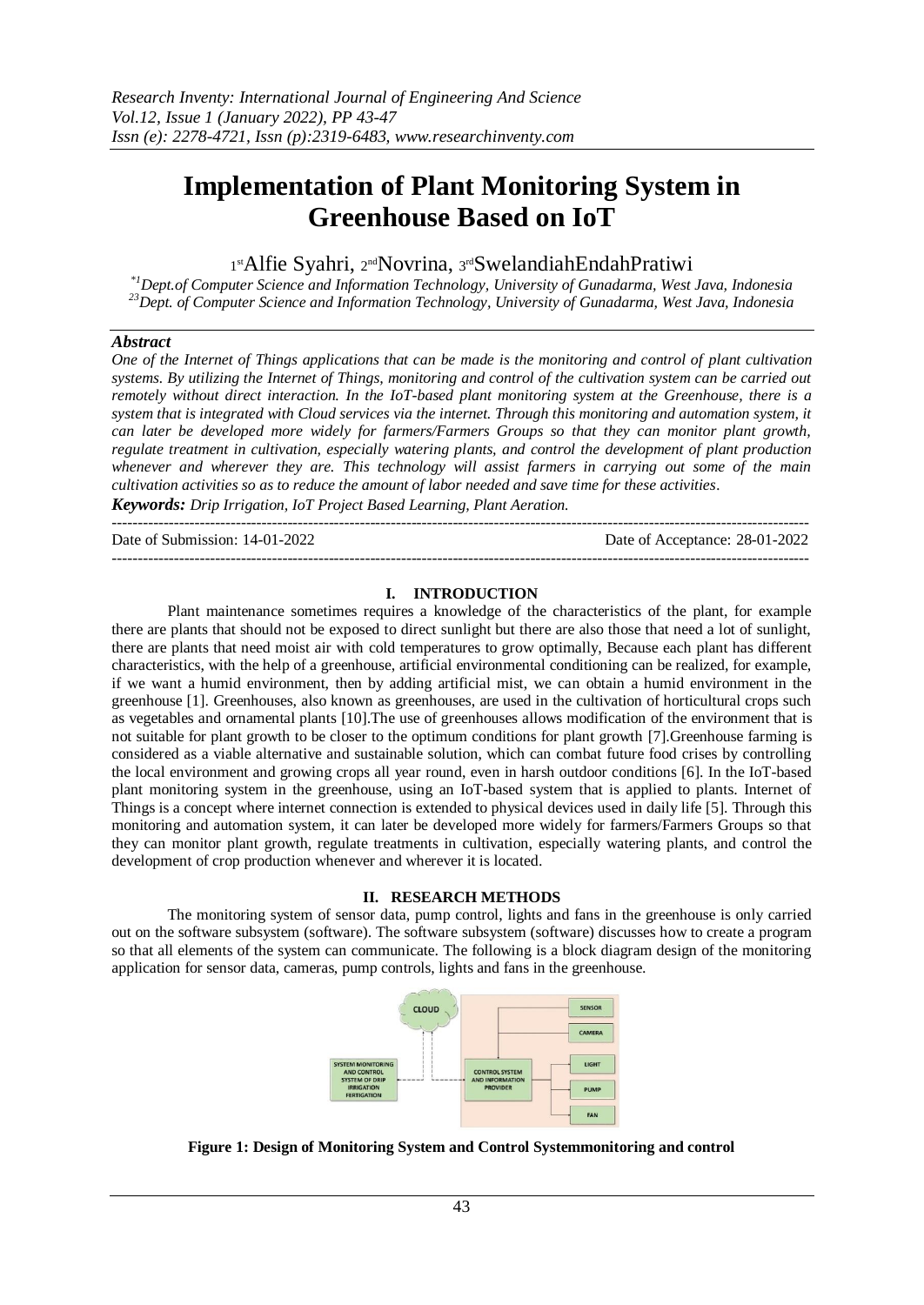# Implementation of Plant Monitoring System in Greenhouse Based on IoT

1st Alfie Syahri, 2nd Novrina, 3rd SwelandiahEndahPratiwi

*[1]Dept.of Computer Science and Information Technology, University of Gunadarma, West Java, Indonesia*
*[23]Dept. of Computer Science and Information Technology, University of Gunadarma, West Java, Indonesia*

### *Abstract*

*One of the Internet of Things applications that can be made is the monitoring and control of plant cultivation systems. By utilizing the Internet of Things, monitoring and control of the cultivation system can be carried out remotely without direct interaction. In the IoT-based plant monitoring system at the Greenhouse, there is a system that is integrated with Cloud services via the internet. Through this monitoring and automation system, it can later be developed more widely for farmers/Farmers Groups so that they can monitor plant growth, regulate treatment in cultivation, especially watering plants, and control the development of plant production whenever and wherever they are. This technology will assist farmers in carrying out some of the main cultivation activities so as to reduce the amount of labor needed and save time for these activities.*

***Keywords:*** *Drip Irrigation, IoT Project Based Learning, Plant Aeration.*

---

Date of Submission: 14-01-2022 Date of Acceptance: 28-01-2022

---

## I. INTRODUCTION

Plant maintenance sometimes requires a knowledge of the characteristics of the plant, for example there are plants that should not be exposed to direct sunlight but there are also those that need a lot of sunlight, there are plants that need moist air with cold temperatures to grow optimally, Because each plant has different characteristics, with the help of a greenhouse, artificial environmental conditioning can be realized, for example, if we want a humid environment, then by adding artificial mist, we can obtain a humid environment in the greenhouse [1]. Greenhouses, also known as greenhouses, are used in the cultivation of horticultural crops such as vegetables and ornamental plants [10].The use of greenhouses allows modification of the environment that is not suitable for plant growth to be closer to the optimum conditions for plant growth [7].Greenhouse farming is considered as a viable alternative and sustainable solution, which can combat future food crises by controlling the local environment and growing crops all year round, even in harsh outdoor conditions [6]. In the IoT-based plant monitoring system in the greenhouse, using an IoT-based system that is applied to plants. Internet of Things is a concept where internet connection is extended to physical devices used in daily life [5]. Through this monitoring and automation system, it can later be developed more widely for farmers/Farmers Groups so that they can monitor plant growth, regulate treatments in cultivation, especially watering plants, and control the development of crop production whenever and wherever it is located.

## II. RESEARCH METHODS

The monitoring system of sensor data, pump control, lights and fans in the greenhouse is only carried out on the software subsystem (software). The software subsystem (software) discusses how to create a program so that all elements of the system can communicate. The following is a block diagram design of the monitoring application for sensor data, cameras, pump controls, lights and fans in the greenhouse.

**Figure 1: Design of Monitoring System and Control Systemmonitoring and control**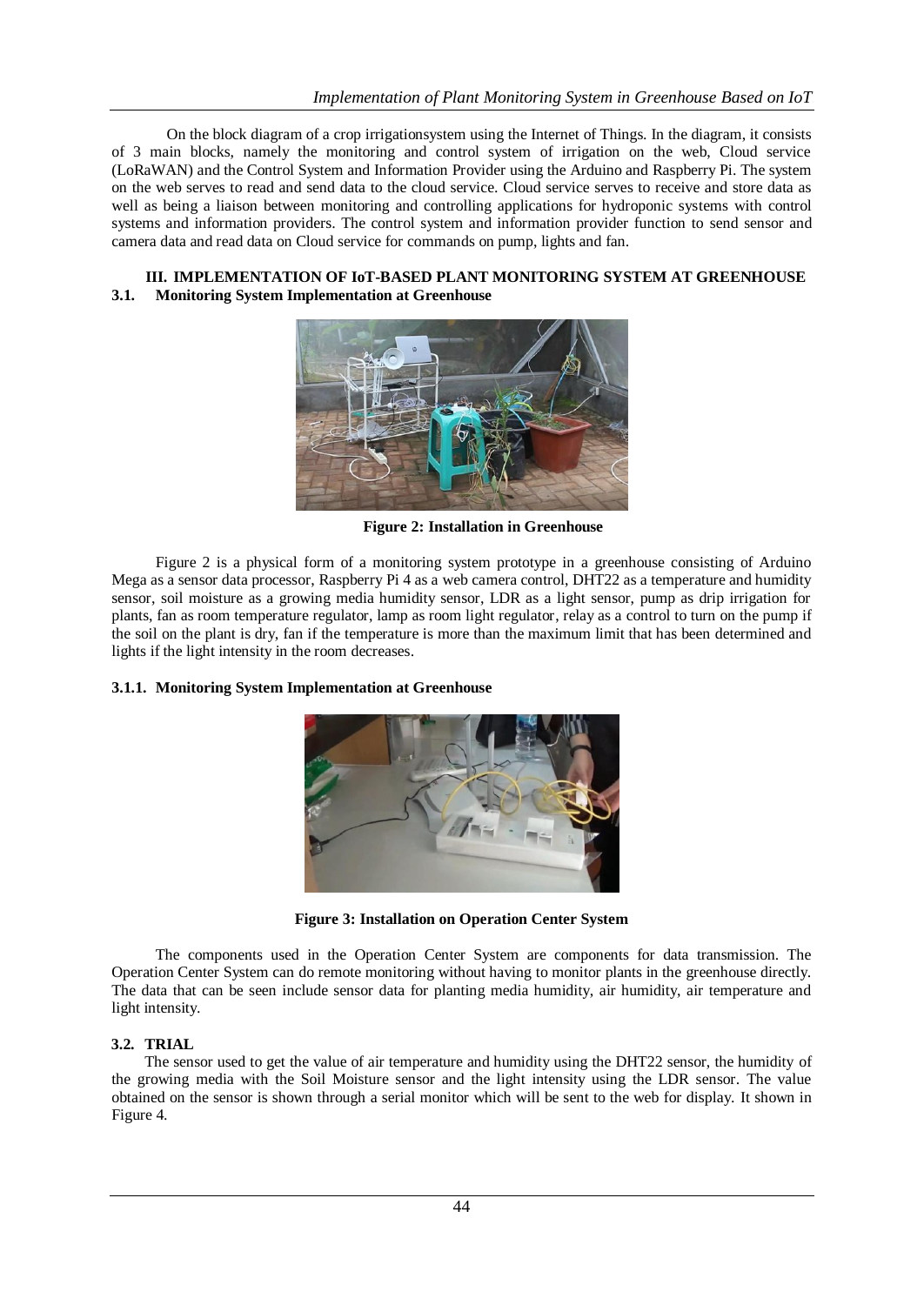On the block diagram of a crop irrigationsystem using the Internet of Things. In the diagram, it consists of 3 main blocks, namely the monitoring and control system of irrigation on the web, Cloud service (LoRaWAN) and the Control System and Information Provider using the Arduino and Raspberry Pi. The system on the web serves to read and send data to the cloud service. Cloud service serves to receive and store data as well as being a liaison between monitoring and controlling applications for hydroponic systems with control systems and information providers. The control system and information provider function to send sensor and camera data and read data on Cloud service for commands on pump, lights and fan.

## III. IMPLEMENTATION OF IoT-BASED PLANT MONITORING SYSTEM AT GREENHOUSE

### 3.1. Monitoring System Implementation at Greenhouse

**Figure 2: Installation in Greenhouse**

Figure 2 is a physical form of a monitoring system prototype in a greenhouse consisting of Arduino Mega as a sensor data processor, Raspberry Pi 4 as a web camera control, DHT22 as a temperature and humidity sensor, soil moisture as a growing media humidity sensor, LDR as a light sensor, pump as drip irrigation for plants, fan as room temperature regulator, lamp as room light regulator, relay as a control to turn on the pump if the soil on the plant is dry, fan if the temperature is more than the maximum limit that has been determined and lights if the light intensity in the room decreases.

#### 3.1.1. Monitoring System Implementation at Greenhouse

**Figure 3: Installation on Operation Center System**

The components used in the Operation Center System are components for data transmission. The Operation Center System can do remote monitoring without having to monitor plants in the greenhouse directly. The data that can be seen include sensor data for planting media humidity, air humidity, air temperature and light intensity.

### 3.2. TRIAL

The sensor used to get the value of air temperature and humidity using the DHT22 sensor, the humidity of the growing media with the Soil Moisture sensor and the light intensity using the LDR sensor. The value obtained on the sensor is shown through a serial monitor which will be sent to the web for display. It shown in Figure 4.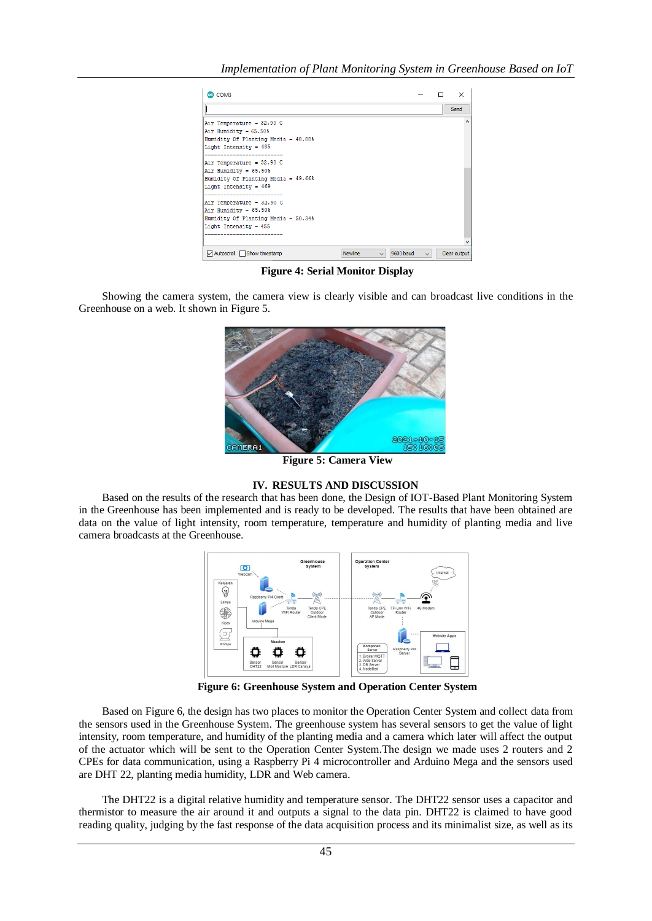Figure 4: Serial Monitor Display

Showing the camera system, the camera view is clearly visible and can broadcast live conditions in the Greenhouse on a web. It shown in Figure 5.

Figure 5: Camera View

## IV. RESULTS AND DISCUSSION

Based on the results of the research that has been done, the Design of IOT-Based Plant Monitoring System in the Greenhouse has been implemented and is ready to be developed. The results that have been obtained are data on the value of light intensity, room temperature, temperature and humidity of planting media and live camera broadcasts at the Greenhouse.

Figure 6: Greenhouse System and Operation Center System

Based on Figure 6, the design has two places to monitor the Operation Center System and collect data from the sensors used in the Greenhouse System. The greenhouse system has several sensors to get the value of light intensity, room temperature, and humidity of the planting media and a camera which later will affect the output of the actuator which will be sent to the Operation Center System.The design we made uses 2 routers and 2 CPEs for data communication, using a Raspberry Pi 4 microcontroller and Arduino Mega and the sensors used are DHT 22, planting media humidity, LDR and Web camera.

The DHT22 is a digital relative humidity and temperature sensor. The DHT22 sensor uses a capacitor and thermistor to measure the air around it and outputs a signal to the data pin. DHT22 is claimed to have good reading quality, judging by the fast response of the data acquisition process and its minimalist size, as well as its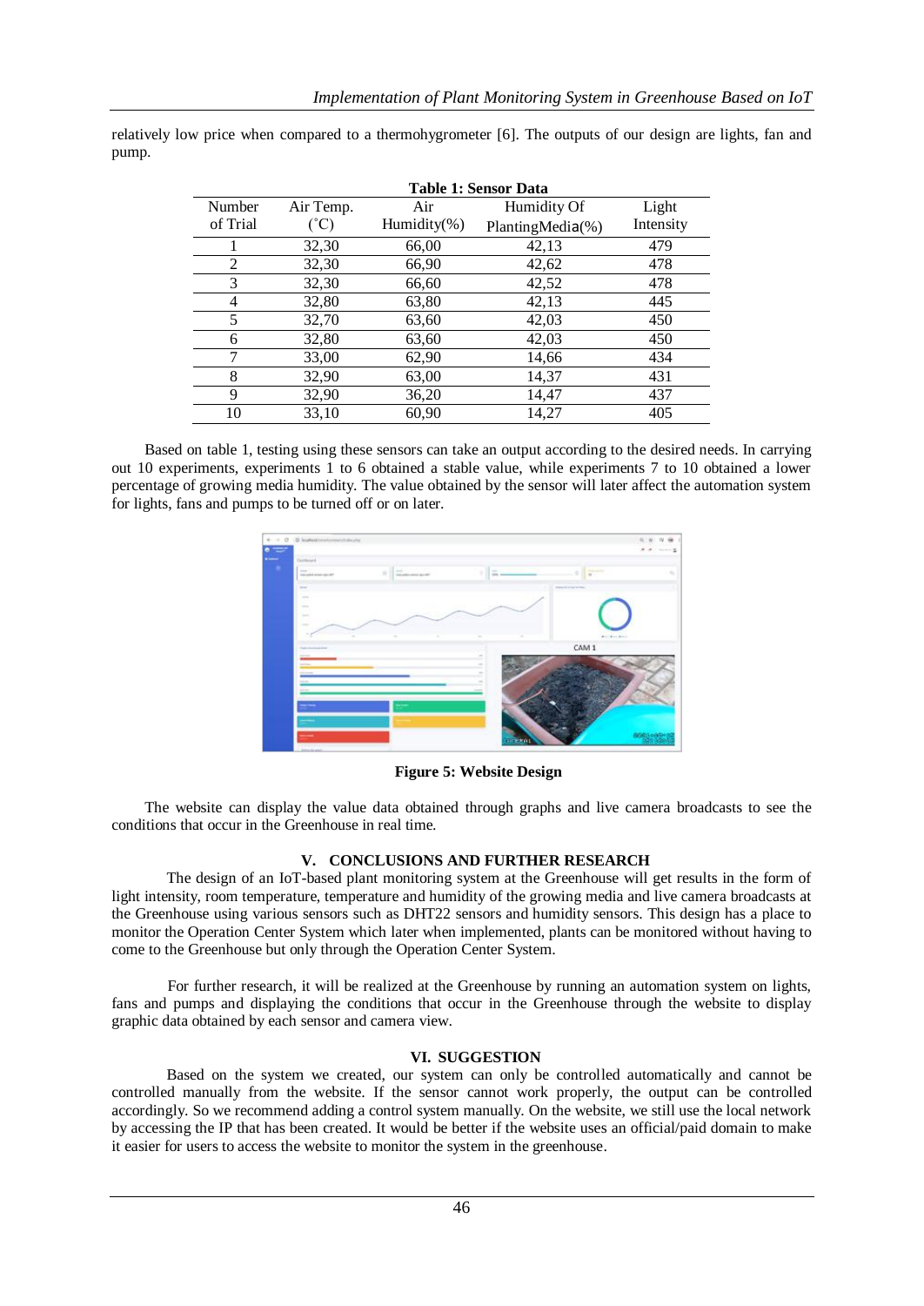relatively low price when compared to a thermohygrometer [6]. The outputs of our design are lights, fan and pump.

**Table 1: Sensor Data**

| Number of Trial | Air Temp. (˚C) | Air Humidity(%) | Humidity Of PlantingMedia(%) | Light Intensity |
|---|---|---|---|---|
| 1 | 32,30 | 66,00 | 42,13 | 479 |
| 2 | 32,30 | 66,90 | 42,62 | 478 |
| 3 | 32,30 | 66,60 | 42,52 | 478 |
| 4 | 32,80 | 63,80 | 42,13 | 445 |
| 5 | 32,70 | 63,60 | 42,03 | 450 |
| 6 | 32,80 | 63,60 | 42,03 | 450 |
| 7 | 33,00 | 62,90 | 14,66 | 434 |
| 8 | 32,90 | 63,00 | 14,37 | 431 |
| 9 | 32,90 | 36,20 | 14,47 | 437 |
| 10 | 33,10 | 60,90 | 14,27 | 405 |

Based on table 1, testing using these sensors can take an output according to the desired needs. In carrying out 10 experiments, experiments 1 to 6 obtained a stable value, while experiments 7 to 10 obtained a lower percentage of growing media humidity. The value obtained by the sensor will later affect the automation system for lights, fans and pumps to be turned off or on later.

**Figure 5: Website Design**

The website can display the value data obtained through graphs and live camera broadcasts to see the conditions that occur in the Greenhouse in real time.

## V. CONCLUSIONS AND FURTHER RESEARCH

The design of an IoT-based plant monitoring system at the Greenhouse will get results in the form of light intensity, room temperature, temperature and humidity of the growing media and live camera broadcasts at the Greenhouse using various sensors such as DHT22 sensors and humidity sensors. This design has a place to monitor the Operation Center System which later when implemented, plants can be monitored without having to come to the Greenhouse but only through the Operation Center System.

For further research, it will be realized at the Greenhouse by running an automation system on lights, fans and pumps and displaying the conditions that occur in the Greenhouse through the website to display graphic data obtained by each sensor and camera view.

## VI. SUGGESTION

Based on the system we created, our system can only be controlled automatically and cannot be controlled manually from the website. If the sensor cannot work properly, the output can be controlled accordingly. So we recommend adding a control system manually. On the website, we still use the local network by accessing the IP that has been created. It would be better if the website uses an official/paid domain to make it easier for users to access the website to monitor the system in the greenhouse.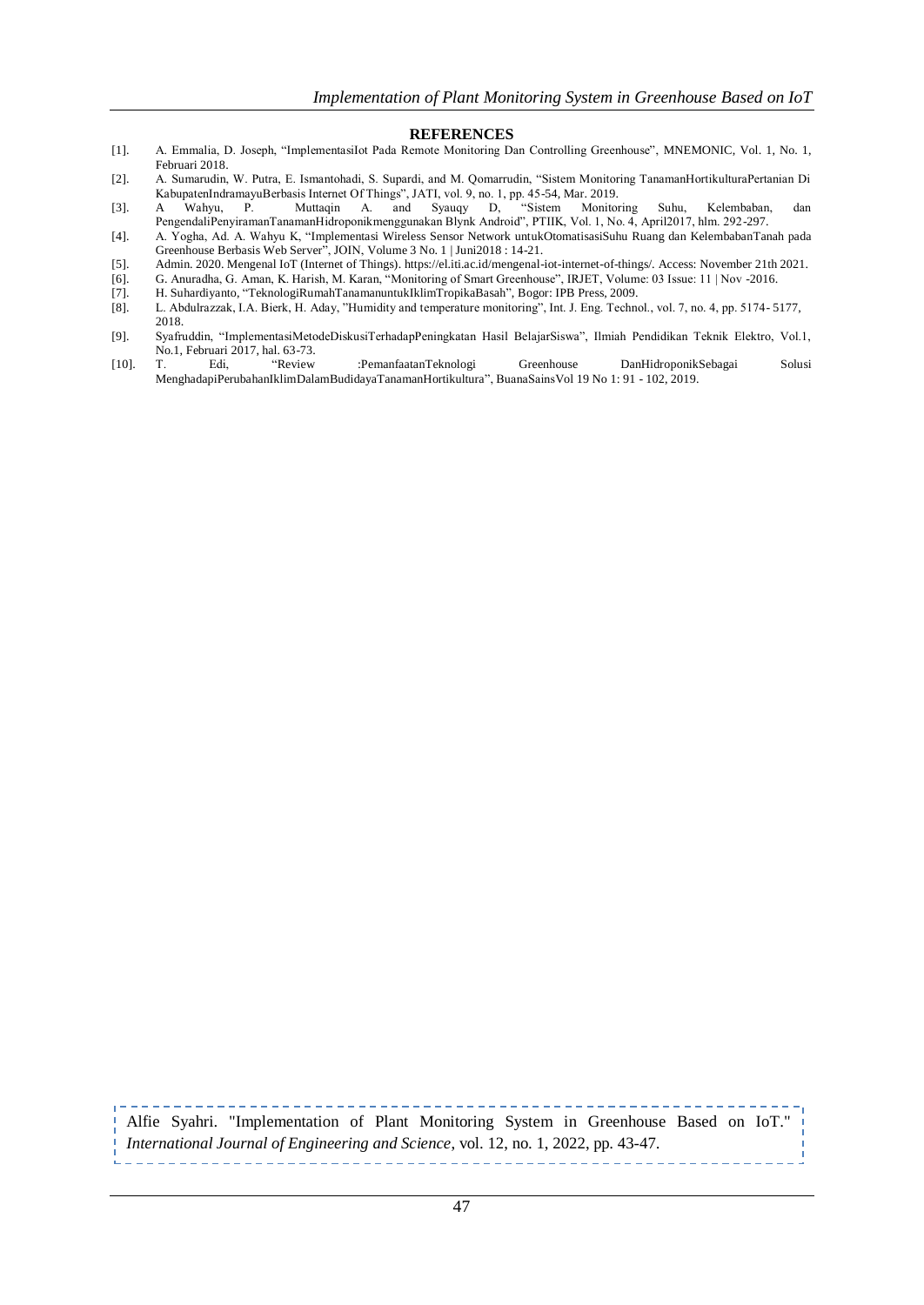## REFERENCES

[1]. A. Emmalia, D. Joseph, "ImplementasiIot Pada Remote Monitoring Dan Controlling Greenhouse", MNEMONIC, Vol. 1, No. 1, Februari 2018.

[2]. A. Sumarudin, W. Putra, E. Ismantohadi, S. Supardi, and M. Qomarrudin, "Sistem Monitoring TanamanHortikulturaPertanian Di KabupatenIndramayuBerbasis Internet Of Things", JATI, vol. 9, no. 1, pp. 45-54, Mar. 2019.

[3]. A Wahyu, P. Muttaqin A. and Syauqy D, "Sistem Monitoring Suhu, Kelembaban, dan PengendaliPenyiramanTanamanHidroponikmenggunakan Blynk Android", PTIIK, Vol. 1, No. 4, April2017, hlm. 292-297.

[4]. A. Yogha, Ad. A. Wahyu K, "Implementasi Wireless Sensor Network untukOtomatisasiSuhu Ruang dan KelembabanTanah pada Greenhouse Berbasis Web Server", JOIN, Volume 3 No. 1 | Juni2018 : 14-21.

[5]. Admin. 2020. Mengenal IoT (Internet of Things). https://el.iti.ac.id/mengenal-iot-internet-of-things/. Access: November 21th 2021.

[6]. G. Anuradha, G. Aman, K. Harish, M. Karan, "Monitoring of Smart Greenhouse", IRJET, Volume: 03 Issue: 11 | Nov -2016.

[7]. H. Suhardiyanto, "TeknologiRumahTanamanuntukIklimTropikaBasah", Bogor: IPB Press, 2009.

[8]. L. Abdulrazzak, I.A. Bierk, H. Aday, "Humidity and temperature monitoring", Int. J. Eng. Technol., vol. 7, no. 4, pp. 5174- 5177, 2018.

[9]. Syafruddin, "ImplementasiMetodeDiskusiTerhadapPeningkatan Hasil BelajarSiswa", Ilmiah Pendidikan Teknik Elektro, Vol.1, No.1, Februari 2017, hal. 63-73.

[10]. T. Edi, "Review :PemanfaatanTeknologi Greenhouse DanHidroponikSebagai Solusi MenghadapiPerubahanIklimDalamBudidayaTanamanHortikultura", BuanaSainsVol 19 No 1: 91 - 102, 2019.

Alfie Syahri. "Implementation of Plant Monitoring System in Greenhouse Based on IoT." *International Journal of Engineering and Science*, vol. 12, no. 1, 2022, pp. 43-47.